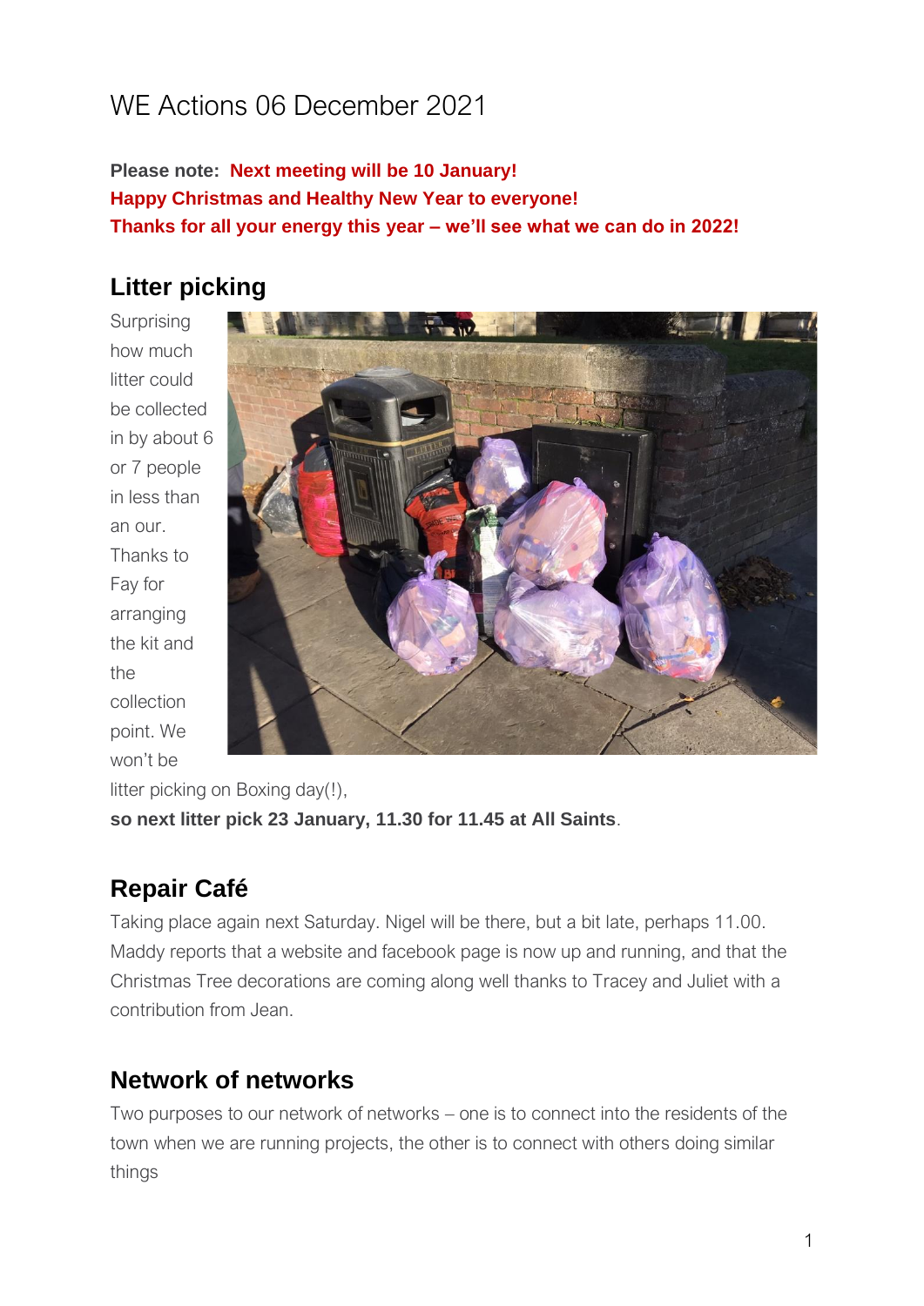# WE Actions 06 December 2021

**Please note: Next meeting will be 10 January!**
**Happy Christmas and Healthy New Year to everyone!**
**Thanks for all your energy this year – we'll see what we can do in 2022!**

## Litter picking

Surprising how much litter could be collected in by about 6 or 7 people in less than an our. Thanks to Fay for arranging the kit and the collection point. We won't be litter picking on Boxing day(!), **so next litter pick 23 January, 11.30 for 11.45 at All Saints**.

## Repair Café

Taking place again next Saturday. Nigel will be there, but a bit late, perhaps 11.00. Maddy reports that a website and facebook page is now up and running, and that the Christmas Tree decorations are coming along well thanks to Tracey and Juliet with a contribution from Jean.

## Network of networks

Two purposes to our network of networks – one is to connect into the residents of the town when we are running projects, the other is to connect with others doing similar things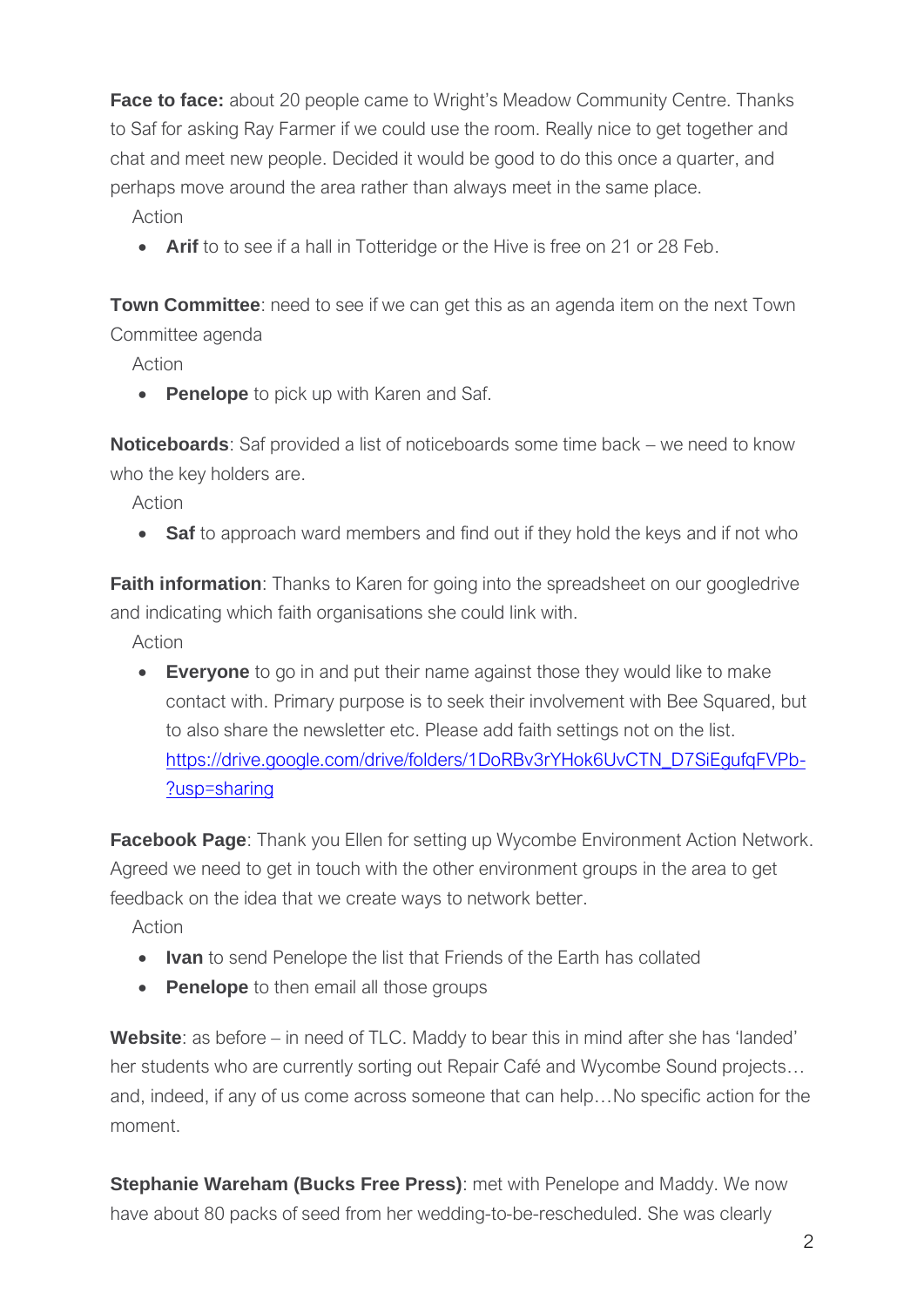**Face to face:** about 20 people came to Wright's Meadow Community Centre. Thanks to Saf for asking Ray Farmer if we could use the room. Really nice to get together and chat and meet new people. Decided it would be good to do this once a quarter, and perhaps move around the area rather than always meet in the same place.

Action

- **Arif** to to see if a hall in Totteridge or the Hive is free on 21 or 28 Feb.

**Town Committee**: need to see if we can get this as an agenda item on the next Town Committee agenda

Action

- **Penelope** to pick up with Karen and Saf.

**Noticeboards**: Saf provided a list of noticeboards some time back – we need to know who the key holders are.

Action

- **Saf** to approach ward members and find out if they hold the keys and if not who

**Faith information**: Thanks to Karen for going into the spreadsheet on our googledrive and indicating which faith organisations she could link with.

Action

- **Everyone** to go in and put their name against those they would like to make contact with. Primary purpose is to seek their involvement with Bee Squared, but to also share the newsletter etc. Please add faith settings not on the list. https://drive.google.com/drive/folders/1DoRBv3rYHok6UvCTN_D7SiEgufqFVPb-?usp=sharing

**Facebook Page**: Thank you Ellen for setting up Wycombe Environment Action Network. Agreed we need to get in touch with the other environment groups in the area to get feedback on the idea that we create ways to network better.

Action

- **Ivan** to send Penelope the list that Friends of the Earth has collated
- **Penelope** to then email all those groups

**Website**: as before – in need of TLC. Maddy to bear this in mind after she has 'landed' her students who are currently sorting out Repair Café and Wycombe Sound projects… and, indeed, if any of us come across someone that can help…No specific action for the moment.

**Stephanie Wareham (Bucks Free Press)**: met with Penelope and Maddy. We now have about 80 packs of seed from her wedding-to-be-rescheduled. She was clearly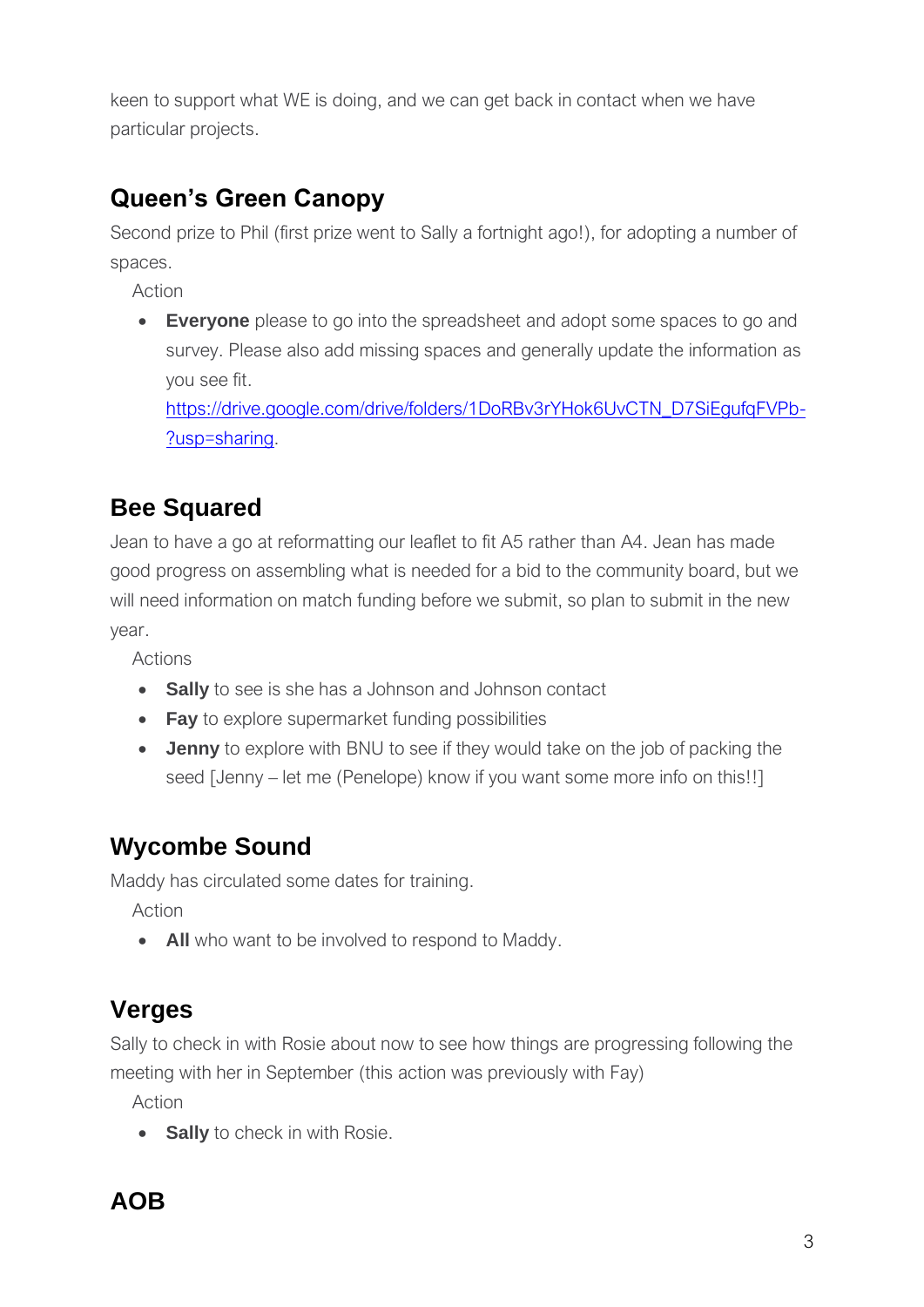keen to support what WE is doing, and we can get back in contact when we have particular projects.

## Queen's Green Canopy

Second prize to Phil (first prize went to Sally a fortnight ago!), for adopting a number of spaces.

Action

- **Everyone** please to go into the spreadsheet and adopt some spaces to go and survey. Please also add missing spaces and generally update the information as you see fit. [https://drive.google.com/drive/folders/1DoRBv3rYHok6UvCTN_D7SiEgufqFVPb-?usp=sharing](https://drive.google.com/drive/folders/1DoRBv3rYHok6UvCTN_D7SiEgufqFVPb-?usp=sharing).

## Bee Squared

Jean to have a go at reformatting our leaflet to fit A5 rather than A4. Jean has made good progress on assembling what is needed for a bid to the community board, but we will need information on match funding before we submit, so plan to submit in the new year.

Actions

- **Sally** to see is she has a Johnson and Johnson contact
- **Fay** to explore supermarket funding possibilities
- **Jenny** to explore with BNU to see if they would take on the job of packing the seed [Jenny – let me (Penelope) know if you want some more info on this!!]

## Wycombe Sound

Maddy has circulated some dates for training.

Action

- **All** who want to be involved to respond to Maddy.

## Verges

Sally to check in with Rosie about now to see how things are progressing following the meeting with her in September (this action was previously with Fay)

Action

- **Sally** to check in with Rosie.

## AOB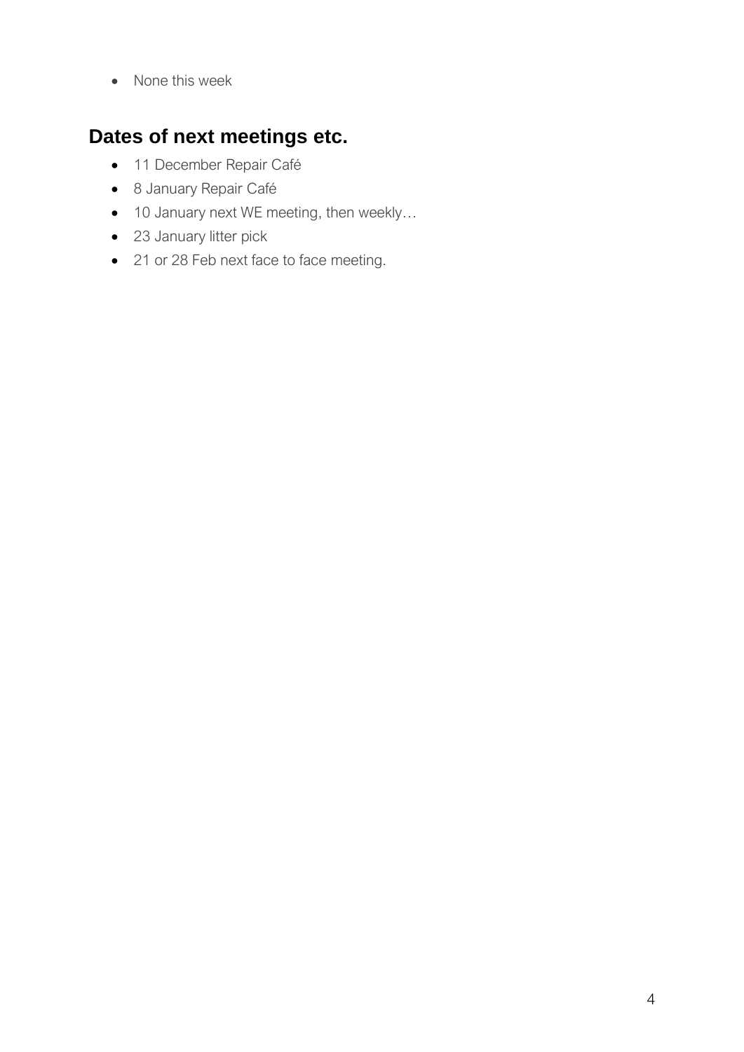- None this week

## Dates of next meetings etc.

- 11 December Repair Café
- 8 January Repair Café
- 10 January next WE meeting, then weekly…
- 23 January litter pick
- 21 or 28 Feb next face to face meeting.